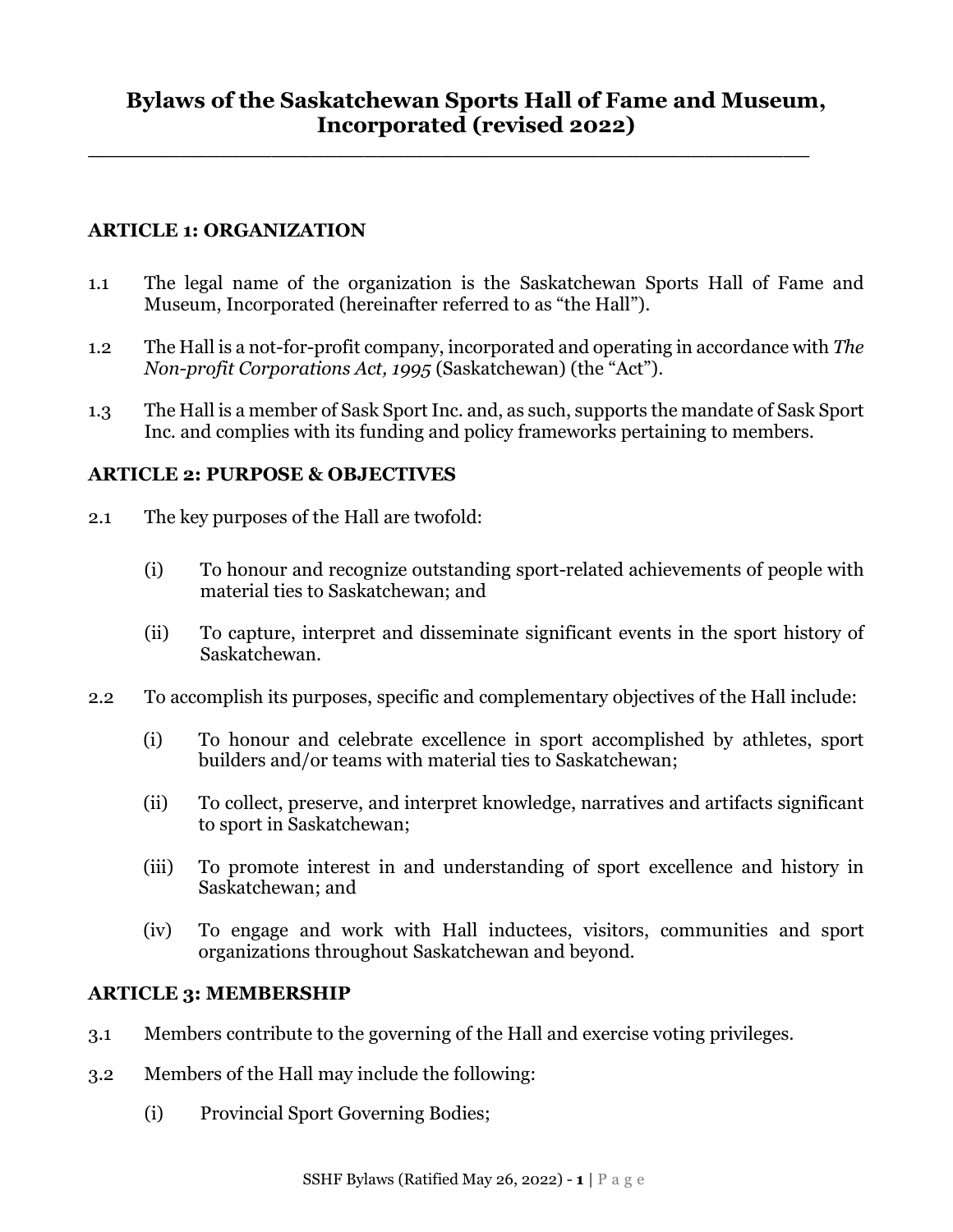# Bylaws of the Saskatchewan Sports Hall of Fame and Museum, Incorporated (revised 2022)

## ARTICLE 1: ORGANIZATION

1.1 The legal name of the organization is the Saskatchewan Sports Hall of Fame and Museum, Incorporated (hereinafter referred to as "the Hall").

1.2 The Hall is a not-for-profit company, incorporated and operating in accordance with *The Non-profit Corporations Act, 1995* (Saskatchewan) (the "Act").

1.3 The Hall is a member of Sask Sport Inc. and, as such, supports the mandate of Sask Sport Inc. and complies with its funding and policy frameworks pertaining to members.

## ARTICLE 2: PURPOSE & OBJECTIVES

2.1 The key purposes of the Hall are twofold:

(i) To honour and recognize outstanding sport-related achievements of people with material ties to Saskatchewan; and

(ii) To capture, interpret and disseminate significant events in the sport history of Saskatchewan.

2.2 To accomplish its purposes, specific and complementary objectives of the Hall include:

(i) To honour and celebrate excellence in sport accomplished by athletes, sport builders and/or teams with material ties to Saskatchewan;

(ii) To collect, preserve, and interpret knowledge, narratives and artifacts significant to sport in Saskatchewan;

(iii) To promote interest in and understanding of sport excellence and history in Saskatchewan; and

(iv) To engage and work with Hall inductees, visitors, communities and sport organizations throughout Saskatchewan and beyond.

## ARTICLE 3: MEMBERSHIP

3.1 Members contribute to the governing of the Hall and exercise voting privileges.

3.2 Members of the Hall may include the following:

(i) Provincial Sport Governing Bodies;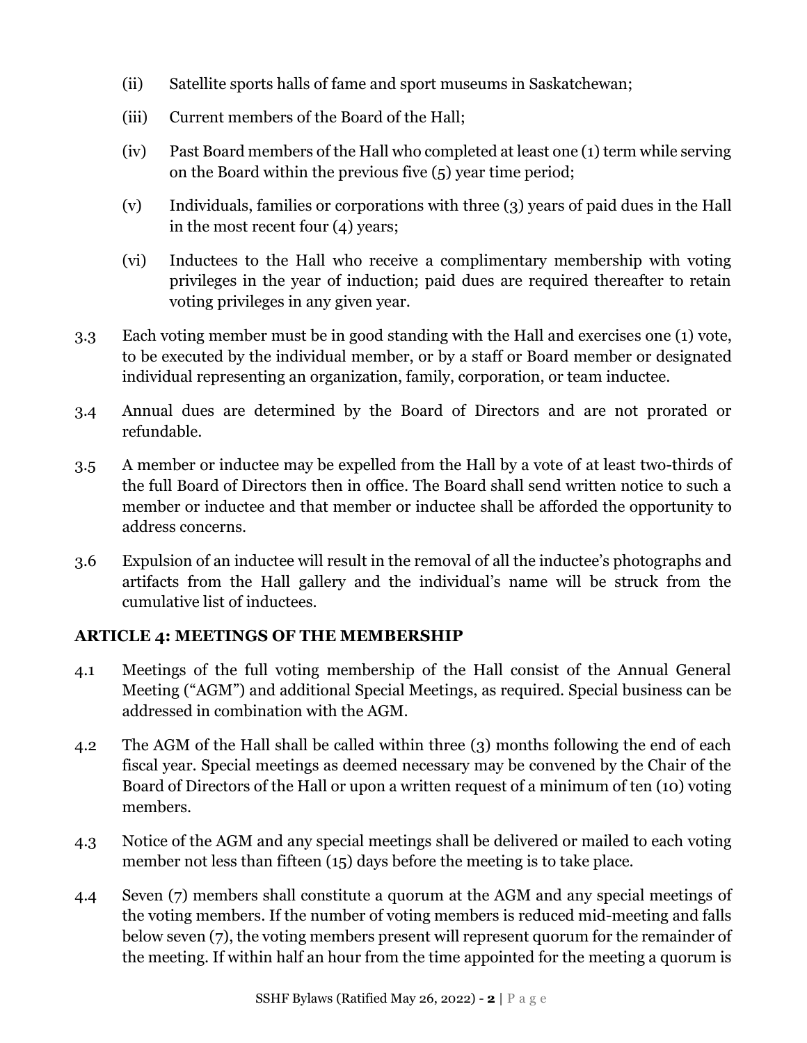(ii) Satellite sports halls of fame and sport museums in Saskatchewan;

(iii) Current members of the Board of the Hall;

(iv) Past Board members of the Hall who completed at least one (1) term while serving on the Board within the previous five (5) year time period;

(v) Individuals, families or corporations with three (3) years of paid dues in the Hall in the most recent four (4) years;

(vi) Inductees to the Hall who receive a complimentary membership with voting privileges in the year of induction; paid dues are required thereafter to retain voting privileges in any given year.

3.3 Each voting member must be in good standing with the Hall and exercises one (1) vote, to be executed by the individual member, or by a staff or Board member or designated individual representing an organization, family, corporation, or team inductee.

3.4 Annual dues are determined by the Board of Directors and are not prorated or refundable.

3.5 A member or inductee may be expelled from the Hall by a vote of at least two-thirds of the full Board of Directors then in office. The Board shall send written notice to such a member or inductee and that member or inductee shall be afforded the opportunity to address concerns.

3.6 Expulsion of an inductee will result in the removal of all the inductee's photographs and artifacts from the Hall gallery and the individual's name will be struck from the cumulative list of inductees.

## ARTICLE 4: MEETINGS OF THE MEMBERSHIP

4.1 Meetings of the full voting membership of the Hall consist of the Annual General Meeting ("AGM") and additional Special Meetings, as required. Special business can be addressed in combination with the AGM.

4.2 The AGM of the Hall shall be called within three (3) months following the end of each fiscal year. Special meetings as deemed necessary may be convened by the Chair of the Board of Directors of the Hall or upon a written request of a minimum of ten (10) voting members.

4.3 Notice of the AGM and any special meetings shall be delivered or mailed to each voting member not less than fifteen (15) days before the meeting is to take place.

4.4 Seven (7) members shall constitute a quorum at the AGM and any special meetings of the voting members. If the number of voting members is reduced mid-meeting and falls below seven (7), the voting members present will represent quorum for the remainder of the meeting. If within half an hour from the time appointed for the meeting a quorum is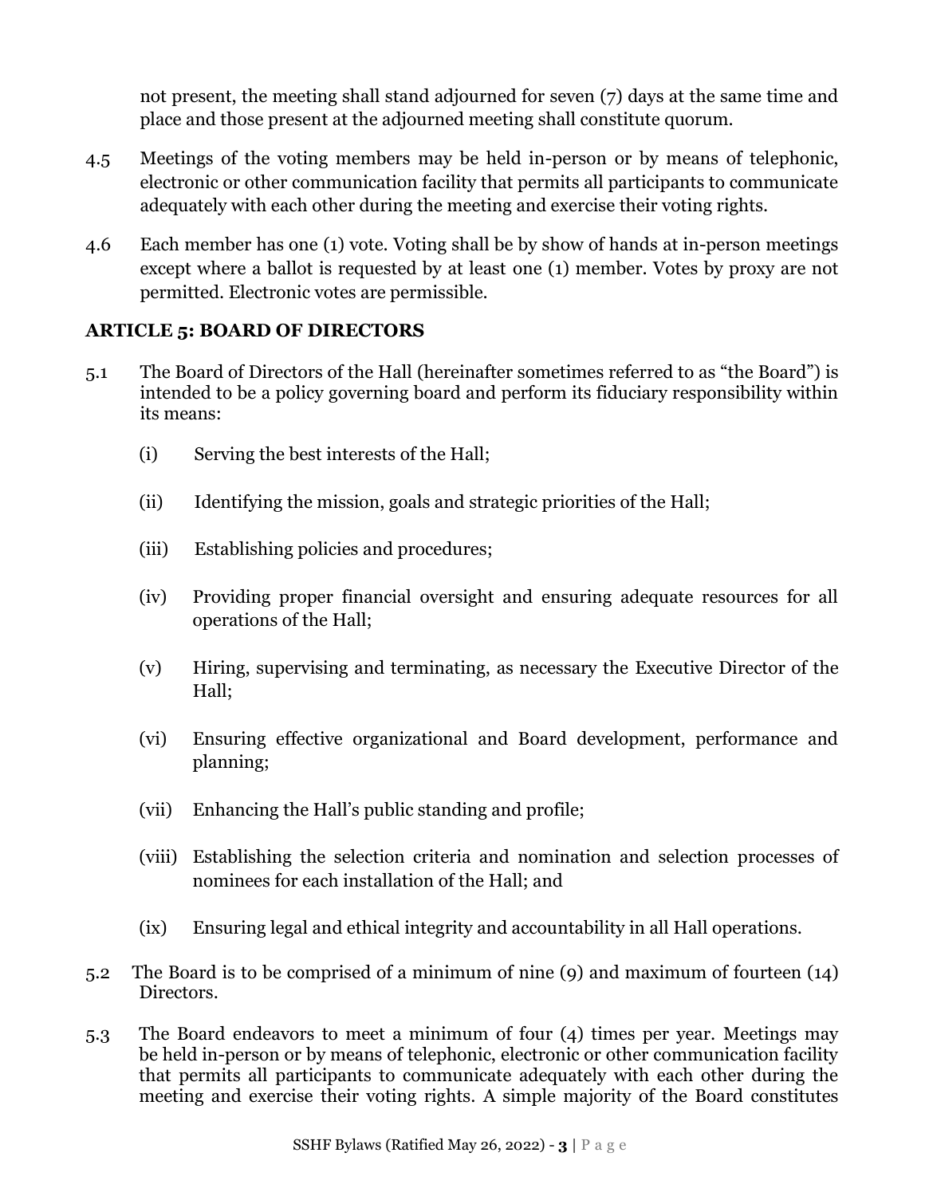not present, the meeting shall stand adjourned for seven (7) days at the same time and place and those present at the adjourned meeting shall constitute quorum.

4.5 Meetings of the voting members may be held in-person or by means of telephonic, electronic or other communication facility that permits all participants to communicate adequately with each other during the meeting and exercise their voting rights.

4.6 Each member has one (1) vote. Voting shall be by show of hands at in-person meetings except where a ballot is requested by at least one (1) member. Votes by proxy are not permitted. Electronic votes are permissible.

## ARTICLE 5: BOARD OF DIRECTORS

5.1 The Board of Directors of the Hall (hereinafter sometimes referred to as "the Board") is intended to be a policy governing board and perform its fiduciary responsibility within its means:

- (i) Serving the best interests of the Hall;
- (ii) Identifying the mission, goals and strategic priorities of the Hall;
- (iii) Establishing policies and procedures;
- (iv) Providing proper financial oversight and ensuring adequate resources for all operations of the Hall;
- (v) Hiring, supervising and terminating, as necessary the Executive Director of the Hall;
- (vi) Ensuring effective organizational and Board development, performance and planning;
- (vii) Enhancing the Hall's public standing and profile;
- (viii) Establishing the selection criteria and nomination and selection processes of nominees for each installation of the Hall; and
- (ix) Ensuring legal and ethical integrity and accountability in all Hall operations.

5.2 The Board is to be comprised of a minimum of nine (9) and maximum of fourteen (14) Directors.

5.3 The Board endeavors to meet a minimum of four (4) times per year. Meetings may be held in-person or by means of telephonic, electronic or other communication facility that permits all participants to communicate adequately with each other during the meeting and exercise their voting rights. A simple majority of the Board constitutes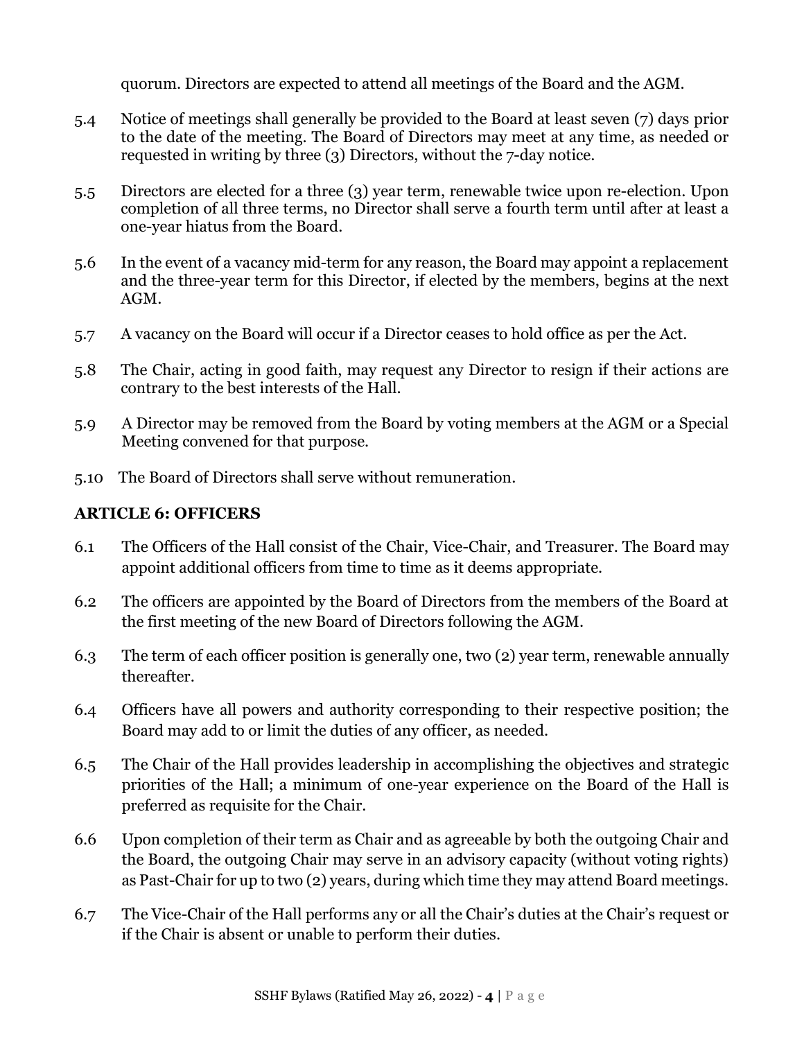quorum. Directors are expected to attend all meetings of the Board and the AGM.

5.4 Notice of meetings shall generally be provided to the Board at least seven (7) days prior to the date of the meeting. The Board of Directors may meet at any time, as needed or requested in writing by three (3) Directors, without the 7-day notice.

5.5 Directors are elected for a three (3) year term, renewable twice upon re-election. Upon completion of all three terms, no Director shall serve a fourth term until after at least a one-year hiatus from the Board.

5.6 In the event of a vacancy mid-term for any reason, the Board may appoint a replacement and the three-year term for this Director, if elected by the members, begins at the next AGM.

5.7 A vacancy on the Board will occur if a Director ceases to hold office as per the Act.

5.8 The Chair, acting in good faith, may request any Director to resign if their actions are contrary to the best interests of the Hall.

5.9 A Director may be removed from the Board by voting members at the AGM or a Special Meeting convened for that purpose.

5.10 The Board of Directors shall serve without remuneration.

## ARTICLE 6: OFFICERS

6.1 The Officers of the Hall consist of the Chair, Vice-Chair, and Treasurer. The Board may appoint additional officers from time to time as it deems appropriate.

6.2 The officers are appointed by the Board of Directors from the members of the Board at the first meeting of the new Board of Directors following the AGM.

6.3 The term of each officer position is generally one, two (2) year term, renewable annually thereafter.

6.4 Officers have all powers and authority corresponding to their respective position; the Board may add to or limit the duties of any officer, as needed.

6.5 The Chair of the Hall provides leadership in accomplishing the objectives and strategic priorities of the Hall; a minimum of one-year experience on the Board of the Hall is preferred as requisite for the Chair.

6.6 Upon completion of their term as Chair and as agreeable by both the outgoing Chair and the Board, the outgoing Chair may serve in an advisory capacity (without voting rights) as Past-Chair for up to two (2) years, during which time they may attend Board meetings.

6.7 The Vice-Chair of the Hall performs any or all the Chair's duties at the Chair's request or if the Chair is absent or unable to perform their duties.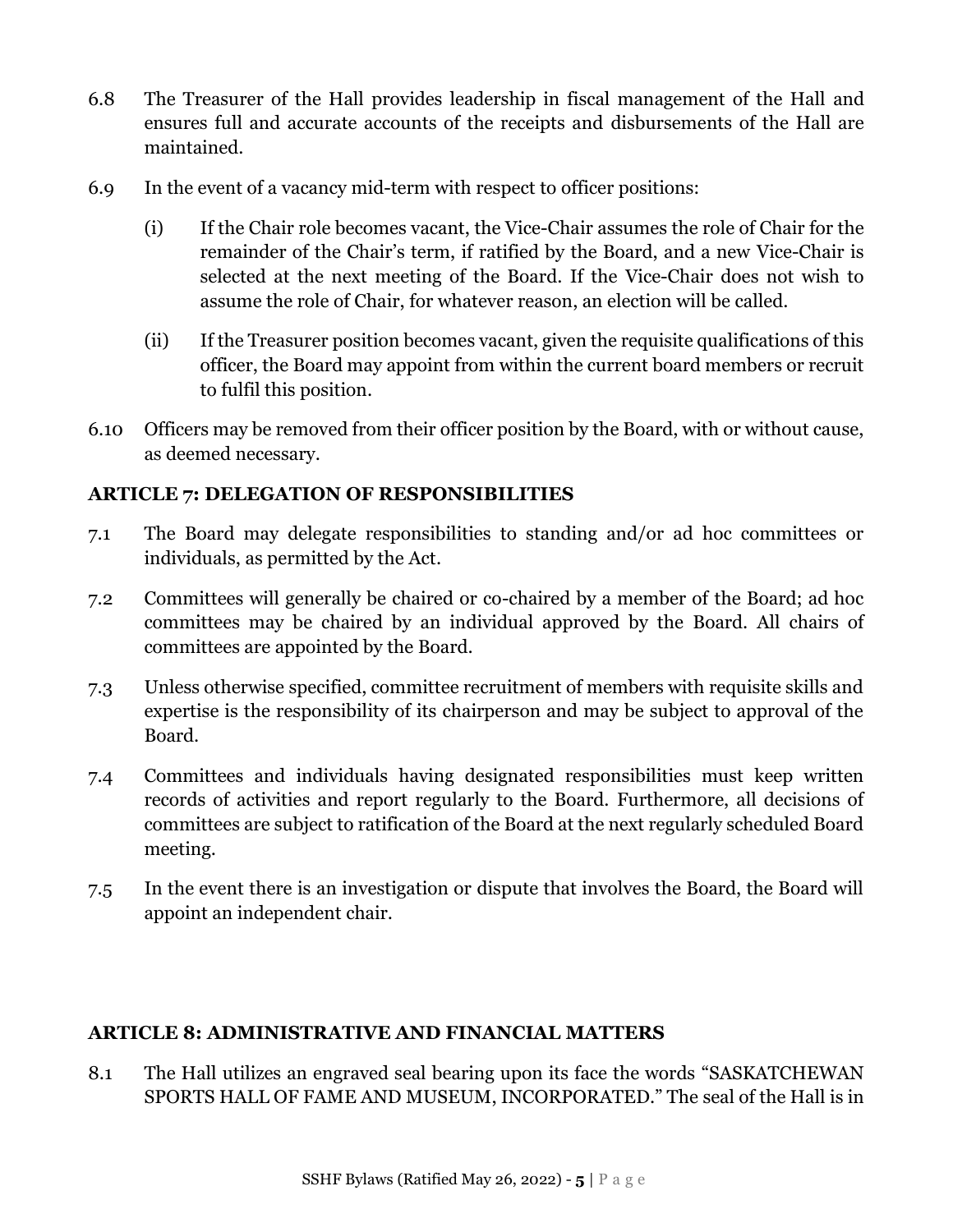6.8 The Treasurer of the Hall provides leadership in fiscal management of the Hall and ensures full and accurate accounts of the receipts and disbursements of the Hall are maintained.

6.9 In the event of a vacancy mid-term with respect to officer positions:

(i) If the Chair role becomes vacant, the Vice-Chair assumes the role of Chair for the remainder of the Chair's term, if ratified by the Board, and a new Vice-Chair is selected at the next meeting of the Board. If the Vice-Chair does not wish to assume the role of Chair, for whatever reason, an election will be called.

(ii) If the Treasurer position becomes vacant, given the requisite qualifications of this officer, the Board may appoint from within the current board members or recruit to fulfil this position.

6.10 Officers may be removed from their officer position by the Board, with or without cause, as deemed necessary.

## ARTICLE 7: DELEGATION OF RESPONSIBILITIES

7.1 The Board may delegate responsibilities to standing and/or ad hoc committees or individuals, as permitted by the Act.

7.2 Committees will generally be chaired or co-chaired by a member of the Board; ad hoc committees may be chaired by an individual approved by the Board. All chairs of committees are appointed by the Board.

7.3 Unless otherwise specified, committee recruitment of members with requisite skills and expertise is the responsibility of its chairperson and may be subject to approval of the Board.

7.4 Committees and individuals having designated responsibilities must keep written records of activities and report regularly to the Board. Furthermore, all decisions of committees are subject to ratification of the Board at the next regularly scheduled Board meeting.

7.5 In the event there is an investigation or dispute that involves the Board, the Board will appoint an independent chair.

## ARTICLE 8: ADMINISTRATIVE AND FINANCIAL MATTERS

8.1 The Hall utilizes an engraved seal bearing upon its face the words "SASKATCHEWAN SPORTS HALL OF FAME AND MUSEUM, INCORPORATED." The seal of the Hall is in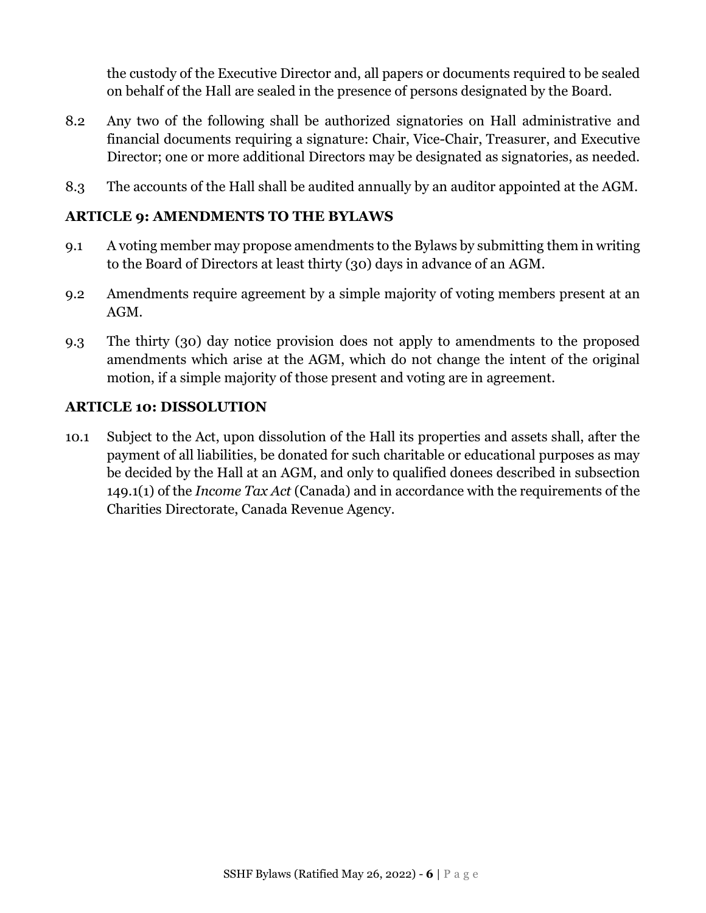the custody of the Executive Director and, all papers or documents required to be sealed on behalf of the Hall are sealed in the presence of persons designated by the Board.

8.2 Any two of the following shall be authorized signatories on Hall administrative and financial documents requiring a signature: Chair, Vice-Chair, Treasurer, and Executive Director; one or more additional Directors may be designated as signatories, as needed.

8.3 The accounts of the Hall shall be audited annually by an auditor appointed at the AGM.

## ARTICLE 9: AMENDMENTS TO THE BYLAWS

9.1 A voting member may propose amendments to the Bylaws by submitting them in writing to the Board of Directors at least thirty (30) days in advance of an AGM.

9.2 Amendments require agreement by a simple majority of voting members present at an AGM.

9.3 The thirty (30) day notice provision does not apply to amendments to the proposed amendments which arise at the AGM, which do not change the intent of the original motion, if a simple majority of those present and voting are in agreement.

## ARTICLE 10: DISSOLUTION

10.1 Subject to the Act, upon dissolution of the Hall its properties and assets shall, after the payment of all liabilities, be donated for such charitable or educational purposes as may be decided by the Hall at an AGM, and only to qualified donees described in subsection 149.1(1) of the *Income Tax Act* (Canada) and in accordance with the requirements of the Charities Directorate, Canada Revenue Agency.